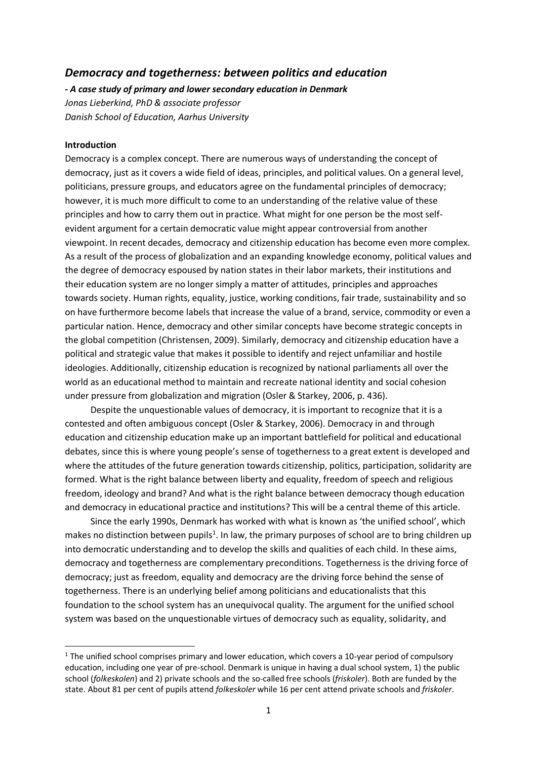# *Democracy and togetherness: between politics and education*

***- A case study of primary and lower secondary education in Denmark***

*Jonas Lieberkind, PhD & associate professor*

*Danish School of Education, Aarhus University*

**Introduction**

Democracy is a complex concept. There are numerous ways of understanding the concept of democracy, just as it covers a wide field of ideas, principles, and political values. On a general level, politicians, pressure groups, and educators agree on the fundamental principles of democracy; however, it is much more difficult to come to an understanding of the relative value of these principles and how to carry them out in practice. What might for one person be the most self-evident argument for a certain democratic value might appear controversial from another viewpoint. In recent decades, democracy and citizenship education has become even more complex. As a result of the process of globalization and an expanding knowledge economy, political values and the degree of democracy espoused by nation states in their labor markets, their institutions and their education system are no longer simply a matter of attitudes, principles and approaches towards society. Human rights, equality, justice, working conditions, fair trade, sustainability and so on have furthermore become labels that increase the value of a brand, service, commodity or even a particular nation. Hence, democracy and other similar concepts have become strategic concepts in the global competition (Christensen, 2009). Similarly, democracy and citizenship education have a political and strategic value that makes it possible to identify and reject unfamiliar and hostile ideologies. Additionally, citizenship education is recognized by national parliaments all over the world as an educational method to maintain and recreate national identity and social cohesion under pressure from globalization and migration (Osler & Starkey, 2006, p. 436).

Despite the unquestionable values of democracy, it is important to recognize that it is a contested and often ambiguous concept (Osler & Starkey, 2006). Democracy in and through education and citizenship education make up an important battlefield for political and educational debates, since this is where young people's sense of togetherness to a great extent is developed and where the attitudes of the future generation towards citizenship, politics, participation, solidarity are formed. What is the right balance between liberty and equality, freedom of speech and religious freedom, ideology and brand? And what is the right balance between democracy though education and democracy in educational practice and institutions? This will be a central theme of this article.

Since the early 1990s, Denmark has worked with what is known as 'the unified school', which makes no distinction between pupils[1]. In law, the primary purposes of school are to bring children up into democratic understanding and to develop the skills and qualities of each child. In these aims, democracy and togetherness are complementary preconditions. Togetherness is the driving force of democracy; just as freedom, equality and democracy are the driving force behind the sense of togetherness. There is an underlying belief among politicians and educationalists that this foundation to the school system has an unequivocal quality. The argument for the unified school system was based on the unquestionable virtues of democracy such as equality, solidarity, and

[1] The unified school comprises primary and lower education, which covers a 10-year period of compulsory education, including one year of pre-school. Denmark is unique in having a dual school system, 1) the public school (*folkeskolen*) and 2) private schools and the so-called free schools (*friskoler*). Both are funded by the state. About 81 per cent of pupils attend *folkeskoler* while 16 per cent attend private schools and *friskoler*.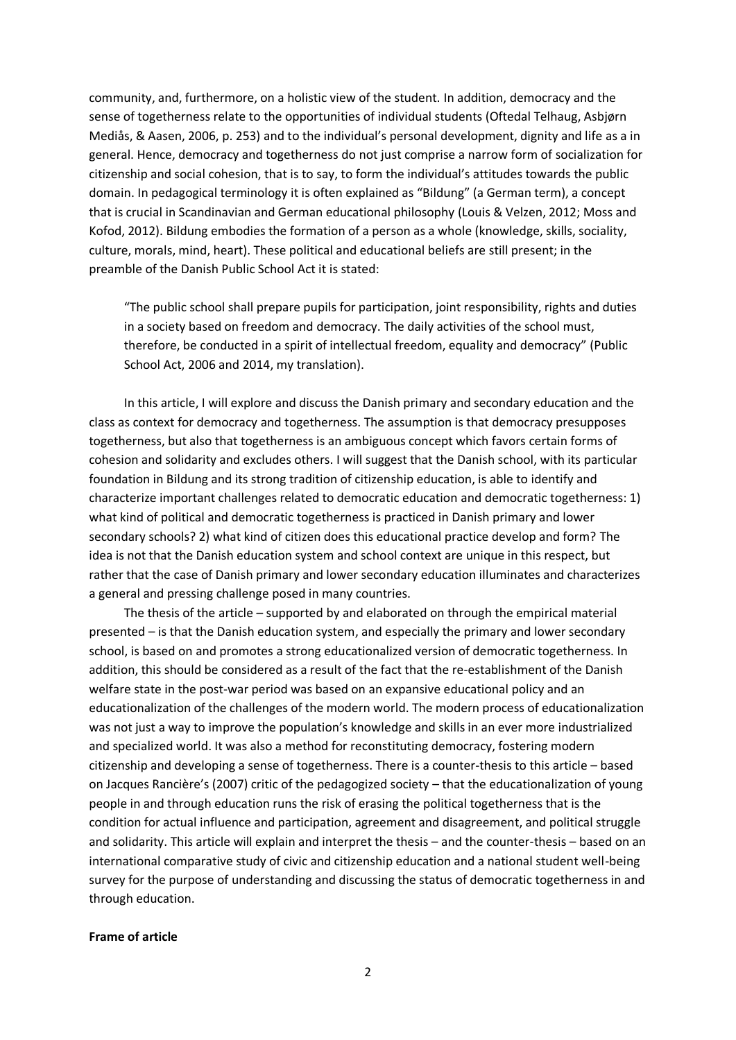community, and, furthermore, on a holistic view of the student. In addition, democracy and the sense of togetherness relate to the opportunities of individual students (Oftedal Telhaug, Asbjørn Mediås, & Aasen, 2006, p. 253) and to the individual's personal development, dignity and life as a in general. Hence, democracy and togetherness do not just comprise a narrow form of socialization for citizenship and social cohesion, that is to say, to form the individual's attitudes towards the public domain. In pedagogical terminology it is often explained as "Bildung" (a German term), a concept that is crucial in Scandinavian and German educational philosophy (Louis & Velzen, 2012; Moss and Kofod, 2012). Bildung embodies the formation of a person as a whole (knowledge, skills, sociality, culture, morals, mind, heart). These political and educational beliefs are still present; in the preamble of the Danish Public School Act it is stated:

> "The public school shall prepare pupils for participation, joint responsibility, rights and duties in a society based on freedom and democracy. The daily activities of the school must, therefore, be conducted in a spirit of intellectual freedom, equality and democracy" (Public School Act, 2006 and 2014, my translation).

In this article, I will explore and discuss the Danish primary and secondary education and the class as context for democracy and togetherness. The assumption is that democracy presupposes togetherness, but also that togetherness is an ambiguous concept which favors certain forms of cohesion and solidarity and excludes others. I will suggest that the Danish school, with its particular foundation in Bildung and its strong tradition of citizenship education, is able to identify and characterize important challenges related to democratic education and democratic togetherness: 1) what kind of political and democratic togetherness is practiced in Danish primary and lower secondary schools? 2) what kind of citizen does this educational practice develop and form? The idea is not that the Danish education system and school context are unique in this respect, but rather that the case of Danish primary and lower secondary education illuminates and characterizes a general and pressing challenge posed in many countries.

The thesis of the article – supported by and elaborated on through the empirical material presented – is that the Danish education system, and especially the primary and lower secondary school, is based on and promotes a strong educationalized version of democratic togetherness. In addition, this should be considered as a result of the fact that the re-establishment of the Danish welfare state in the post-war period was based on an expansive educational policy and an educationalization of the challenges of the modern world. The modern process of educationalization was not just a way to improve the population's knowledge and skills in an ever more industrialized and specialized world. It was also a method for reconstituting democracy, fostering modern citizenship and developing a sense of togetherness. There is a counter-thesis to this article – based on Jacques Rancière's (2007) critic of the pedagogized society – that the educationalization of young people in and through education runs the risk of erasing the political togetherness that is the condition for actual influence and participation, agreement and disagreement, and political struggle and solidarity. This article will explain and interpret the thesis – and the counter-thesis – based on an international comparative study of civic and citizenship education and a national student well-being survey for the purpose of understanding and discussing the status of democratic togetherness in and through education.

**Frame of article**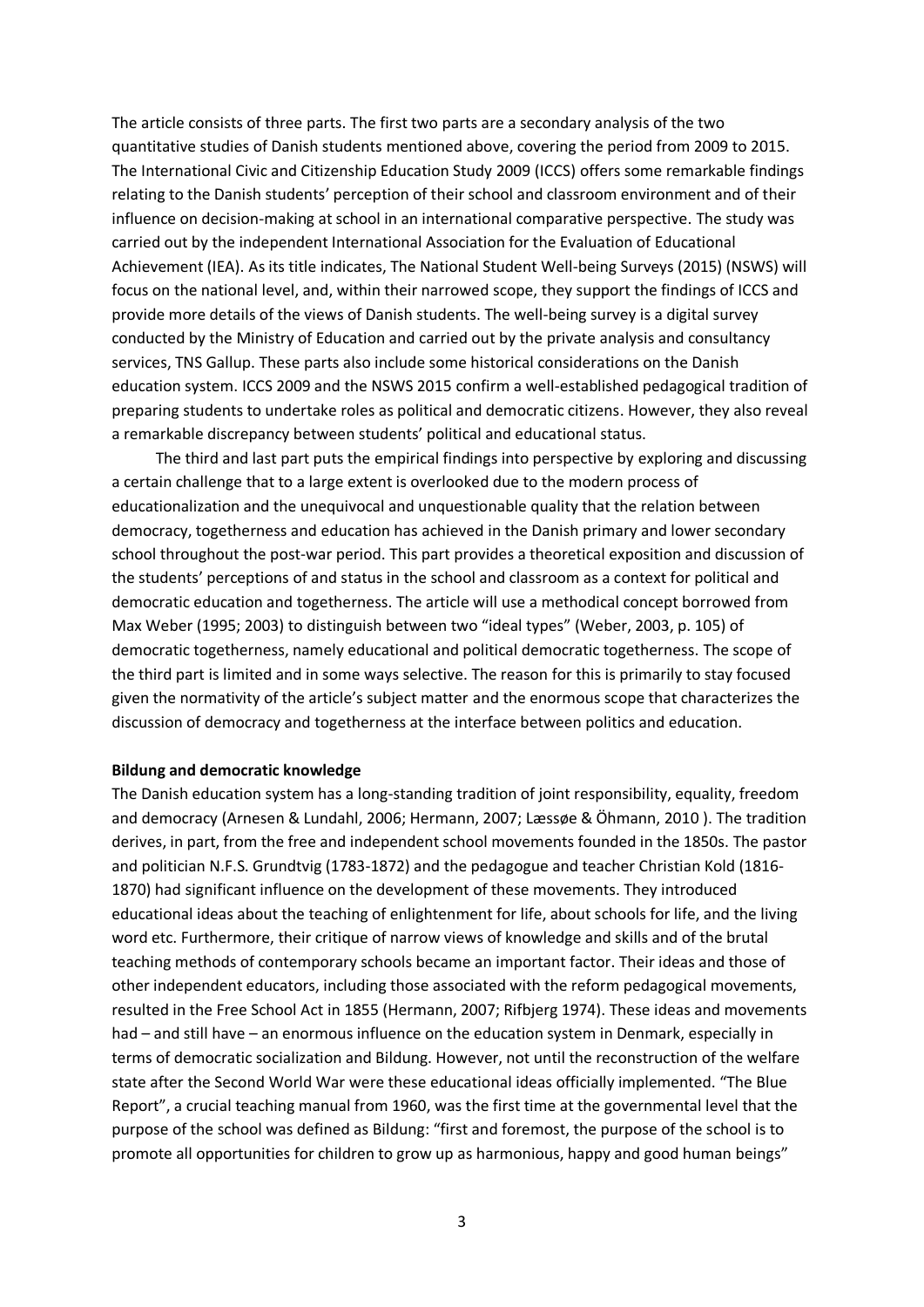The article consists of three parts. The first two parts are a secondary analysis of the two quantitative studies of Danish students mentioned above, covering the period from 2009 to 2015. The International Civic and Citizenship Education Study 2009 (ICCS) offers some remarkable findings relating to the Danish students' perception of their school and classroom environment and of their influence on decision-making at school in an international comparative perspective. The study was carried out by the independent International Association for the Evaluation of Educational Achievement (IEA). As its title indicates, The National Student Well-being Surveys (2015) (NSWS) will focus on the national level, and, within their narrowed scope, they support the findings of ICCS and provide more details of the views of Danish students. The well-being survey is a digital survey conducted by the Ministry of Education and carried out by the private analysis and consultancy services, TNS Gallup. These parts also include some historical considerations on the Danish education system. ICCS 2009 and the NSWS 2015 confirm a well-established pedagogical tradition of preparing students to undertake roles as political and democratic citizens. However, they also reveal a remarkable discrepancy between students' political and educational status.

The third and last part puts the empirical findings into perspective by exploring and discussing a certain challenge that to a large extent is overlooked due to the modern process of educationalization and the unequivocal and unquestionable quality that the relation between democracy, togetherness and education has achieved in the Danish primary and lower secondary school throughout the post-war period. This part provides a theoretical exposition and discussion of the students' perceptions of and status in the school and classroom as a context for political and democratic education and togetherness. The article will use a methodical concept borrowed from Max Weber (1995; 2003) to distinguish between two "ideal types" (Weber, 2003, p. 105) of democratic togetherness, namely educational and political democratic togetherness. The scope of the third part is limited and in some ways selective. The reason for this is primarily to stay focused given the normativity of the article's subject matter and the enormous scope that characterizes the discussion of democracy and togetherness at the interface between politics and education.

**Bildung and democratic knowledge**

The Danish education system has a long-standing tradition of joint responsibility, equality, freedom and democracy (Arnesen & Lundahl, 2006; Hermann, 2007; Læssøe & Öhmann, 2010 ). The tradition derives, in part, from the free and independent school movements founded in the 1850s. The pastor and politician N.F.S. Grundtvig (1783-1872) and the pedagogue and teacher Christian Kold (1816-1870) had significant influence on the development of these movements. They introduced educational ideas about the teaching of enlightenment for life, about schools for life, and the living word etc. Furthermore, their critique of narrow views of knowledge and skills and of the brutal teaching methods of contemporary schools became an important factor. Their ideas and those of other independent educators, including those associated with the reform pedagogical movements, resulted in the Free School Act in 1855 (Hermann, 2007; Rifbjerg 1974). These ideas and movements had – and still have – an enormous influence on the education system in Denmark, especially in terms of democratic socialization and Bildung. However, not until the reconstruction of the welfare state after the Second World War were these educational ideas officially implemented. "The Blue Report", a crucial teaching manual from 1960, was the first time at the governmental level that the purpose of the school was defined as Bildung: "first and foremost, the purpose of the school is to promote all opportunities for children to grow up as harmonious, happy and good human beings"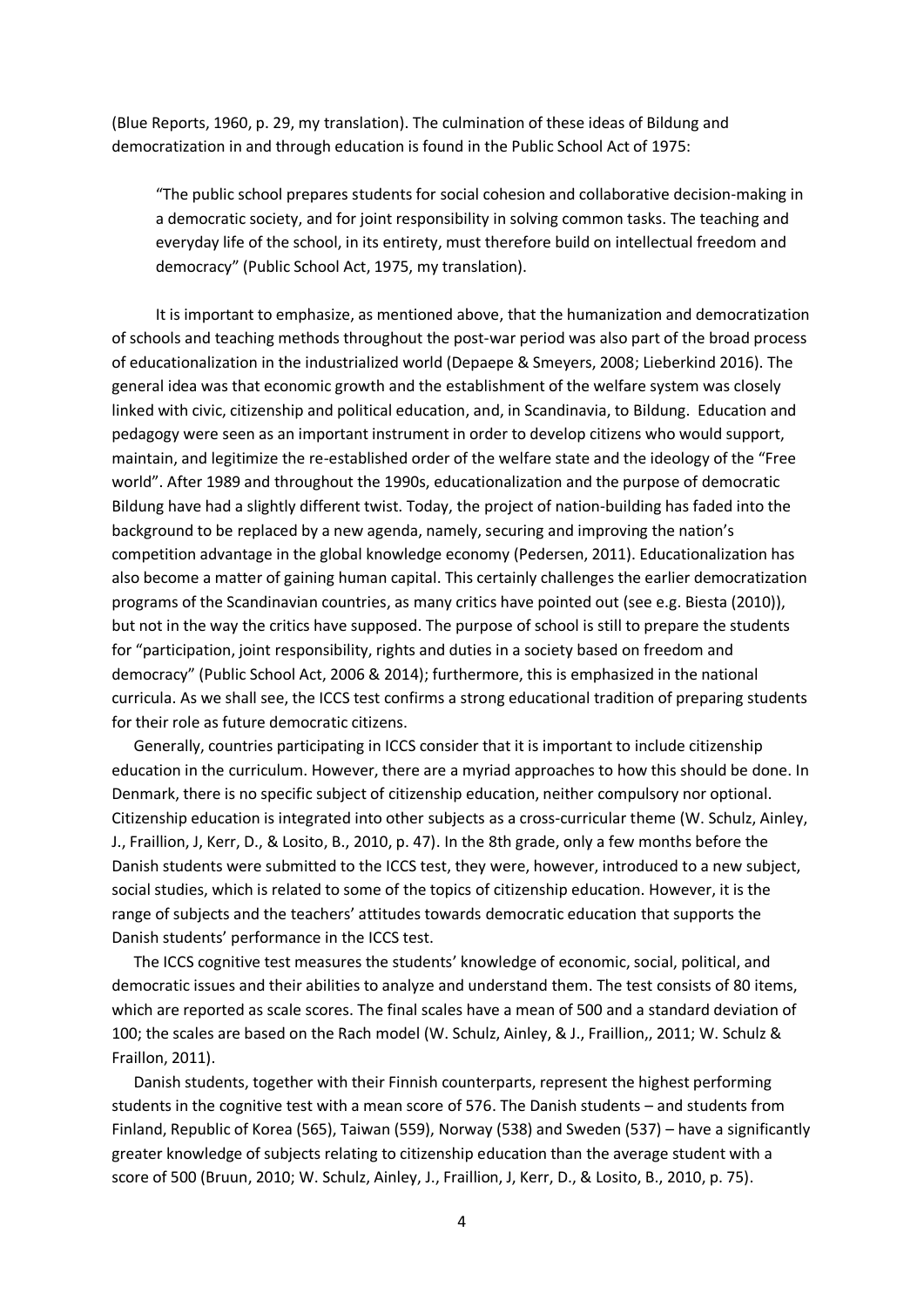(Blue Reports, 1960, p. 29, my translation). The culmination of these ideas of Bildung and democratization in and through education is found in the Public School Act of 1975:

> "The public school prepares students for social cohesion and collaborative decision-making in a democratic society, and for joint responsibility in solving common tasks. The teaching and everyday life of the school, in its entirety, must therefore build on intellectual freedom and democracy" (Public School Act, 1975, my translation).

It is important to emphasize, as mentioned above, that the humanization and democratization of schools and teaching methods throughout the post-war period was also part of the broad process of educationalization in the industrialized world (Depaepe & Smeyers, 2008; Lieberkind 2016). The general idea was that economic growth and the establishment of the welfare system was closely linked with civic, citizenship and political education, and, in Scandinavia, to Bildung. Education and pedagogy were seen as an important instrument in order to develop citizens who would support, maintain, and legitimize the re-established order of the welfare state and the ideology of the "Free world". After 1989 and throughout the 1990s, educationalization and the purpose of democratic Bildung have had a slightly different twist. Today, the project of nation-building has faded into the background to be replaced by a new agenda, namely, securing and improving the nation's competition advantage in the global knowledge economy (Pedersen, 2011). Educationalization has also become a matter of gaining human capital. This certainly challenges the earlier democratization programs of the Scandinavian countries, as many critics have pointed out (see e.g. Biesta (2010)), but not in the way the critics have supposed. The purpose of school is still to prepare the students for "participation, joint responsibility, rights and duties in a society based on freedom and democracy" (Public School Act, 2006 & 2014); furthermore, this is emphasized in the national curricula. As we shall see, the ICCS test confirms a strong educational tradition of preparing students for their role as future democratic citizens.

Generally, countries participating in ICCS consider that it is important to include citizenship education in the curriculum. However, there are a myriad approaches to how this should be done. In Denmark, there is no specific subject of citizenship education, neither compulsory nor optional. Citizenship education is integrated into other subjects as a cross-curricular theme (W. Schulz, Ainley, J., Fraillion, J, Kerr, D., & Losito, B., 2010, p. 47). In the 8th grade, only a few months before the Danish students were submitted to the ICCS test, they were, however, introduced to a new subject, social studies, which is related to some of the topics of citizenship education. However, it is the range of subjects and the teachers' attitudes towards democratic education that supports the Danish students' performance in the ICCS test.

The ICCS cognitive test measures the students' knowledge of economic, social, political, and democratic issues and their abilities to analyze and understand them. The test consists of 80 items, which are reported as scale scores. The final scales have a mean of 500 and a standard deviation of 100; the scales are based on the Rach model (W. Schulz, Ainley, & J., Fraillion,, 2011; W. Schulz & Fraillon, 2011).

Danish students, together with their Finnish counterparts, represent the highest performing students in the cognitive test with a mean score of 576. The Danish students – and students from Finland, Republic of Korea (565), Taiwan (559), Norway (538) and Sweden (537) – have a significantly greater knowledge of subjects relating to citizenship education than the average student with a score of 500 (Bruun, 2010; W. Schulz, Ainley, J., Fraillion, J, Kerr, D., & Losito, B., 2010, p. 75).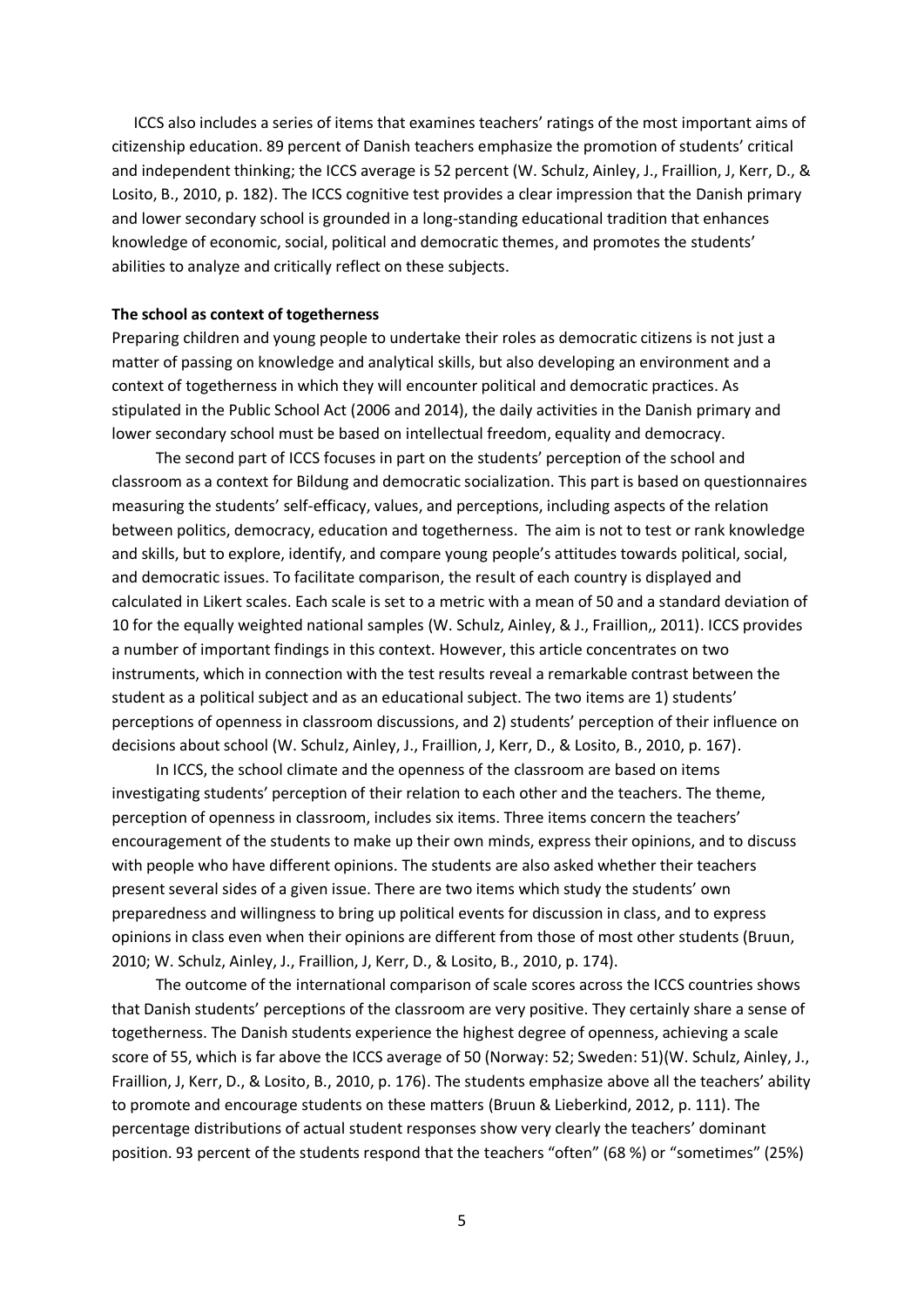ICCS also includes a series of items that examines teachers' ratings of the most important aims of citizenship education. 89 percent of Danish teachers emphasize the promotion of students' critical and independent thinking; the ICCS average is 52 percent (W. Schulz, Ainley, J., Fraillion, J, Kerr, D., & Losito, B., 2010, p. 182). The ICCS cognitive test provides a clear impression that the Danish primary and lower secondary school is grounded in a long-standing educational tradition that enhances knowledge of economic, social, political and democratic themes, and promotes the students' abilities to analyze and critically reflect on these subjects.

**The school as context of togetherness**

Preparing children and young people to undertake their roles as democratic citizens is not just a matter of passing on knowledge and analytical skills, but also developing an environment and a context of togetherness in which they will encounter political and democratic practices. As stipulated in the Public School Act (2006 and 2014), the daily activities in the Danish primary and lower secondary school must be based on intellectual freedom, equality and democracy.

The second part of ICCS focuses in part on the students' perception of the school and classroom as a context for Bildung and democratic socialization. This part is based on questionnaires measuring the students' self-efficacy, values, and perceptions, including aspects of the relation between politics, democracy, education and togetherness. The aim is not to test or rank knowledge and skills, but to explore, identify, and compare young people's attitudes towards political, social, and democratic issues. To facilitate comparison, the result of each country is displayed and calculated in Likert scales. Each scale is set to a metric with a mean of 50 and a standard deviation of 10 for the equally weighted national samples (W. Schulz, Ainley, & J., Fraillion,, 2011). ICCS provides a number of important findings in this context. However, this article concentrates on two instruments, which in connection with the test results reveal a remarkable contrast between the student as a political subject and as an educational subject. The two items are 1) students' perceptions of openness in classroom discussions, and 2) students' perception of their influence on decisions about school (W. Schulz, Ainley, J., Fraillion, J, Kerr, D., & Losito, B., 2010, p. 167).

In ICCS, the school climate and the openness of the classroom are based on items investigating students' perception of their relation to each other and the teachers. The theme, perception of openness in classroom, includes six items. Three items concern the teachers' encouragement of the students to make up their own minds, express their opinions, and to discuss with people who have different opinions. The students are also asked whether their teachers present several sides of a given issue. There are two items which study the students' own preparedness and willingness to bring up political events for discussion in class, and to express opinions in class even when their opinions are different from those of most other students (Bruun, 2010; W. Schulz, Ainley, J., Fraillion, J, Kerr, D., & Losito, B., 2010, p. 174).

The outcome of the international comparison of scale scores across the ICCS countries shows that Danish students' perceptions of the classroom are very positive. They certainly share a sense of togetherness. The Danish students experience the highest degree of openness, achieving a scale score of 55, which is far above the ICCS average of 50 (Norway: 52; Sweden: 51)(W. Schulz, Ainley, J., Fraillion, J, Kerr, D., & Losito, B., 2010, p. 176). The students emphasize above all the teachers' ability to promote and encourage students on these matters (Bruun & Lieberkind, 2012, p. 111). The percentage distributions of actual student responses show very clearly the teachers' dominant position. 93 percent of the students respond that the teachers "often" (68 %) or "sometimes" (25%)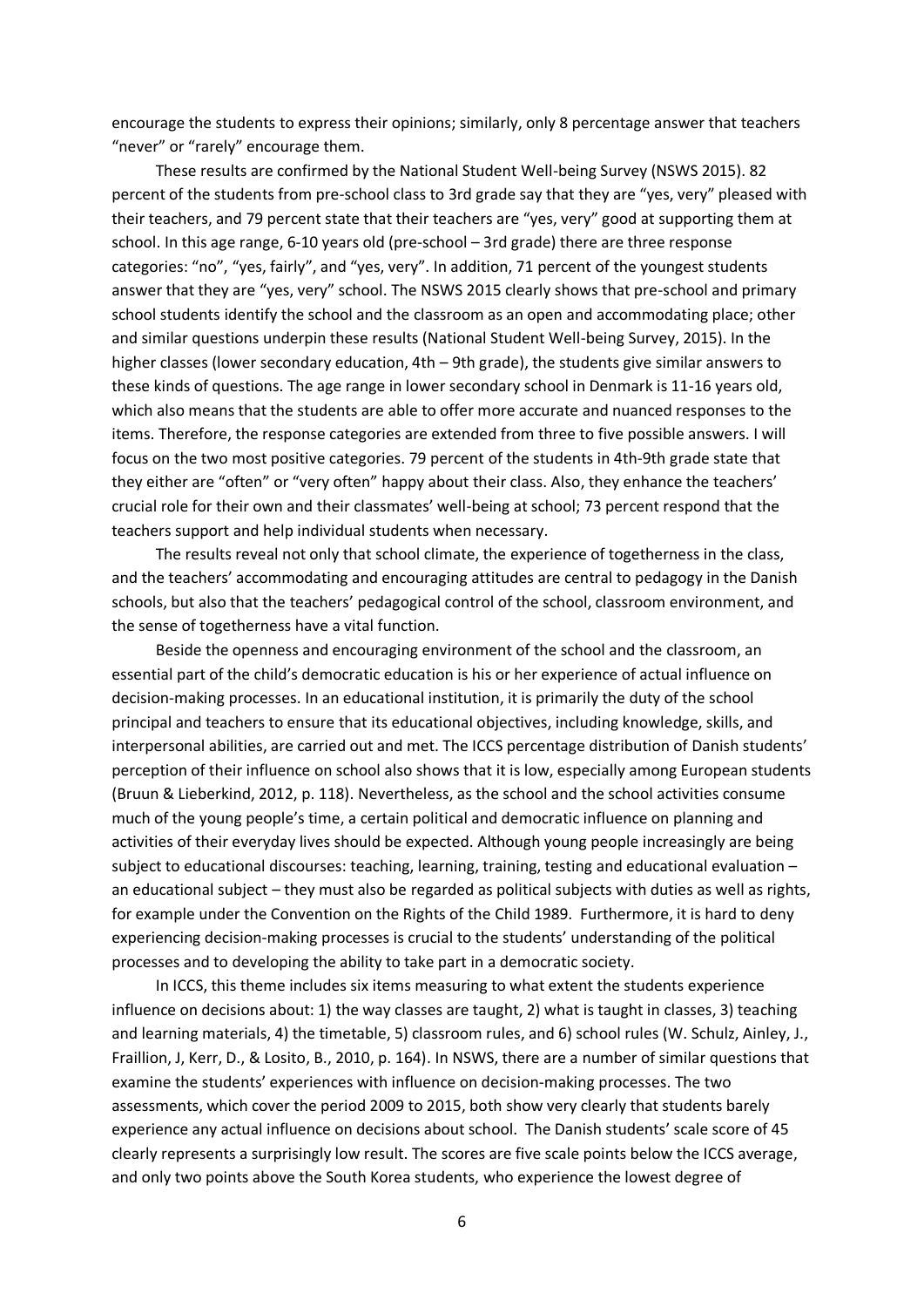encourage the students to express their opinions; similarly, only 8 percentage answer that teachers "never" or "rarely" encourage them.

These results are confirmed by the National Student Well-being Survey (NSWS 2015). 82 percent of the students from pre-school class to 3rd grade say that they are "yes, very" pleased with their teachers, and 79 percent state that their teachers are "yes, very" good at supporting them at school. In this age range, 6-10 years old (pre-school – 3rd grade) there are three response categories: "no", "yes, fairly", and "yes, very". In addition, 71 percent of the youngest students answer that they are "yes, very" school. The NSWS 2015 clearly shows that pre-school and primary school students identify the school and the classroom as an open and accommodating place; other and similar questions underpin these results (National Student Well-being Survey, 2015). In the higher classes (lower secondary education, 4th – 9th grade), the students give similar answers to these kinds of questions. The age range in lower secondary school in Denmark is 11-16 years old, which also means that the students are able to offer more accurate and nuanced responses to the items. Therefore, the response categories are extended from three to five possible answers. I will focus on the two most positive categories. 79 percent of the students in 4th-9th grade state that they either are "often" or "very often" happy about their class. Also, they enhance the teachers' crucial role for their own and their classmates' well-being at school; 73 percent respond that the teachers support and help individual students when necessary.

The results reveal not only that school climate, the experience of togetherness in the class, and the teachers' accommodating and encouraging attitudes are central to pedagogy in the Danish schools, but also that the teachers' pedagogical control of the school, classroom environment, and the sense of togetherness have a vital function.

Beside the openness and encouraging environment of the school and the classroom, an essential part of the child's democratic education is his or her experience of actual influence on decision-making processes. In an educational institution, it is primarily the duty of the school principal and teachers to ensure that its educational objectives, including knowledge, skills, and interpersonal abilities, are carried out and met. The ICCS percentage distribution of Danish students' perception of their influence on school also shows that it is low, especially among European students (Bruun & Lieberkind, 2012, p. 118). Nevertheless, as the school and the school activities consume much of the young people's time, a certain political and democratic influence on planning and activities of their everyday lives should be expected. Although young people increasingly are being subject to educational discourses: teaching, learning, training, testing and educational evaluation – an educational subject – they must also be regarded as political subjects with duties as well as rights, for example under the Convention on the Rights of the Child 1989. Furthermore, it is hard to deny experiencing decision-making processes is crucial to the students' understanding of the political processes and to developing the ability to take part in a democratic society.

In ICCS, this theme includes six items measuring to what extent the students experience influence on decisions about: 1) the way classes are taught, 2) what is taught in classes, 3) teaching and learning materials, 4) the timetable, 5) classroom rules, and 6) school rules (W. Schulz, Ainley, J., Fraillion, J, Kerr, D., & Losito, B., 2010, p. 164). In NSWS, there are a number of similar questions that examine the students' experiences with influence on decision-making processes. The two assessments, which cover the period 2009 to 2015, both show very clearly that students barely experience any actual influence on decisions about school. The Danish students' scale score of 45 clearly represents a surprisingly low result. The scores are five scale points below the ICCS average, and only two points above the South Korea students, who experience the lowest degree of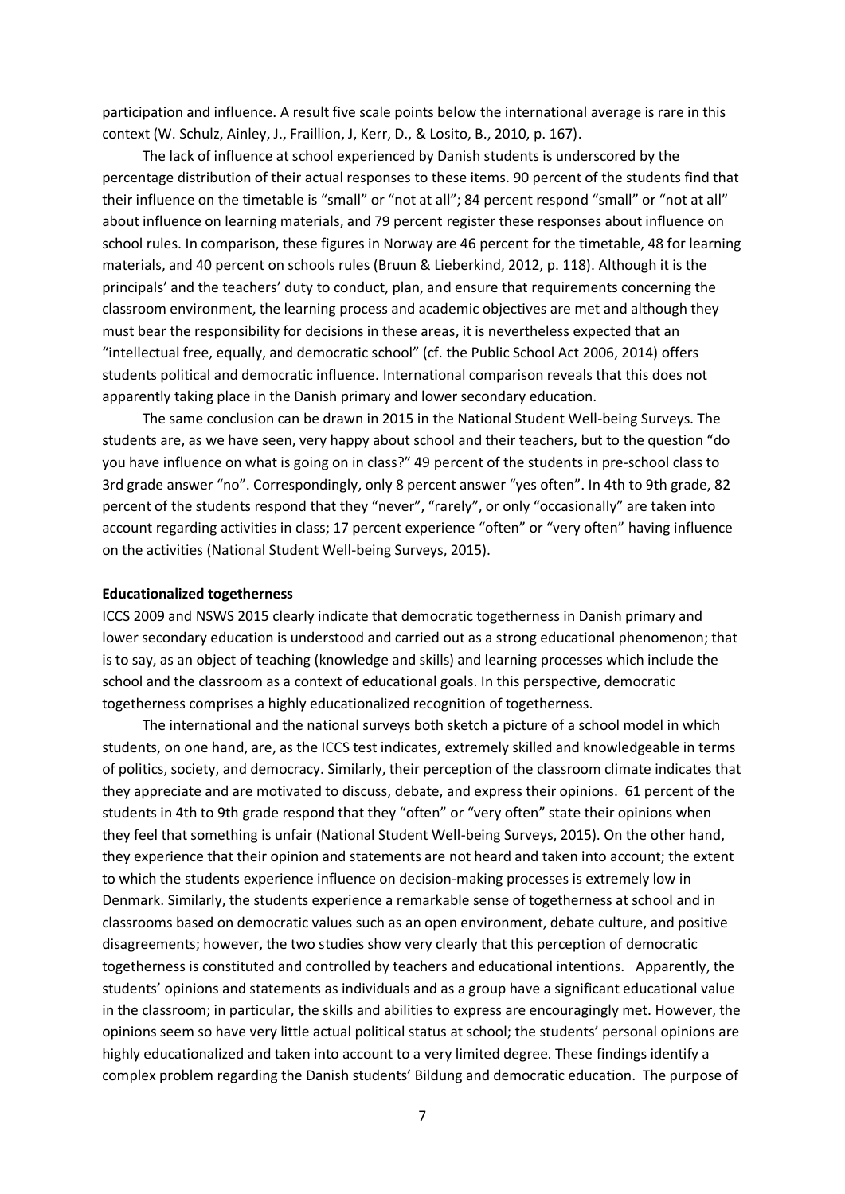participation and influence. A result five scale points below the international average is rare in this context (W. Schulz, Ainley, J., Fraillion, J, Kerr, D., & Losito, B., 2010, p. 167).

The lack of influence at school experienced by Danish students is underscored by the percentage distribution of their actual responses to these items. 90 percent of the students find that their influence on the timetable is "small" or "not at all"; 84 percent respond "small" or "not at all" about influence on learning materials, and 79 percent register these responses about influence on school rules. In comparison, these figures in Norway are 46 percent for the timetable, 48 for learning materials, and 40 percent on schools rules (Bruun & Lieberkind, 2012, p. 118). Although it is the principals' and the teachers' duty to conduct, plan, and ensure that requirements concerning the classroom environment, the learning process and academic objectives are met and although they must bear the responsibility for decisions in these areas, it is nevertheless expected that an "intellectual free, equally, and democratic school" (cf. the Public School Act 2006, 2014) offers students political and democratic influence. International comparison reveals that this does not apparently taking place in the Danish primary and lower secondary education.

The same conclusion can be drawn in 2015 in the National Student Well-being Surveys. The students are, as we have seen, very happy about school and their teachers, but to the question "do you have influence on what is going on in class?" 49 percent of the students in pre-school class to 3rd grade answer "no". Correspondingly, only 8 percent answer "yes often". In 4th to 9th grade, 82 percent of the students respond that they "never", "rarely", or only "occasionally" are taken into account regarding activities in class; 17 percent experience "often" or "very often" having influence on the activities (National Student Well-being Surveys, 2015).

**Educationalized togetherness**

ICCS 2009 and NSWS 2015 clearly indicate that democratic togetherness in Danish primary and lower secondary education is understood and carried out as a strong educational phenomenon; that is to say, as an object of teaching (knowledge and skills) and learning processes which include the school and the classroom as a context of educational goals. In this perspective, democratic togetherness comprises a highly educationalized recognition of togetherness.

The international and the national surveys both sketch a picture of a school model in which students, on one hand, are, as the ICCS test indicates, extremely skilled and knowledgeable in terms of politics, society, and democracy. Similarly, their perception of the classroom climate indicates that they appreciate and are motivated to discuss, debate, and express their opinions. 61 percent of the students in 4th to 9th grade respond that they "often" or "very often" state their opinions when they feel that something is unfair (National Student Well-being Surveys, 2015). On the other hand, they experience that their opinion and statements are not heard and taken into account; the extent to which the students experience influence on decision-making processes is extremely low in Denmark. Similarly, the students experience a remarkable sense of togetherness at school and in classrooms based on democratic values such as an open environment, debate culture, and positive disagreements; however, the two studies show very clearly that this perception of democratic togetherness is constituted and controlled by teachers and educational intentions. Apparently, the students' opinions and statements as individuals and as a group have a significant educational value in the classroom; in particular, the skills and abilities to express are encouragingly met. However, the opinions seem so have very little actual political status at school; the students' personal opinions are highly educationalized and taken into account to a very limited degree. These findings identify a complex problem regarding the Danish students' Bildung and democratic education. The purpose of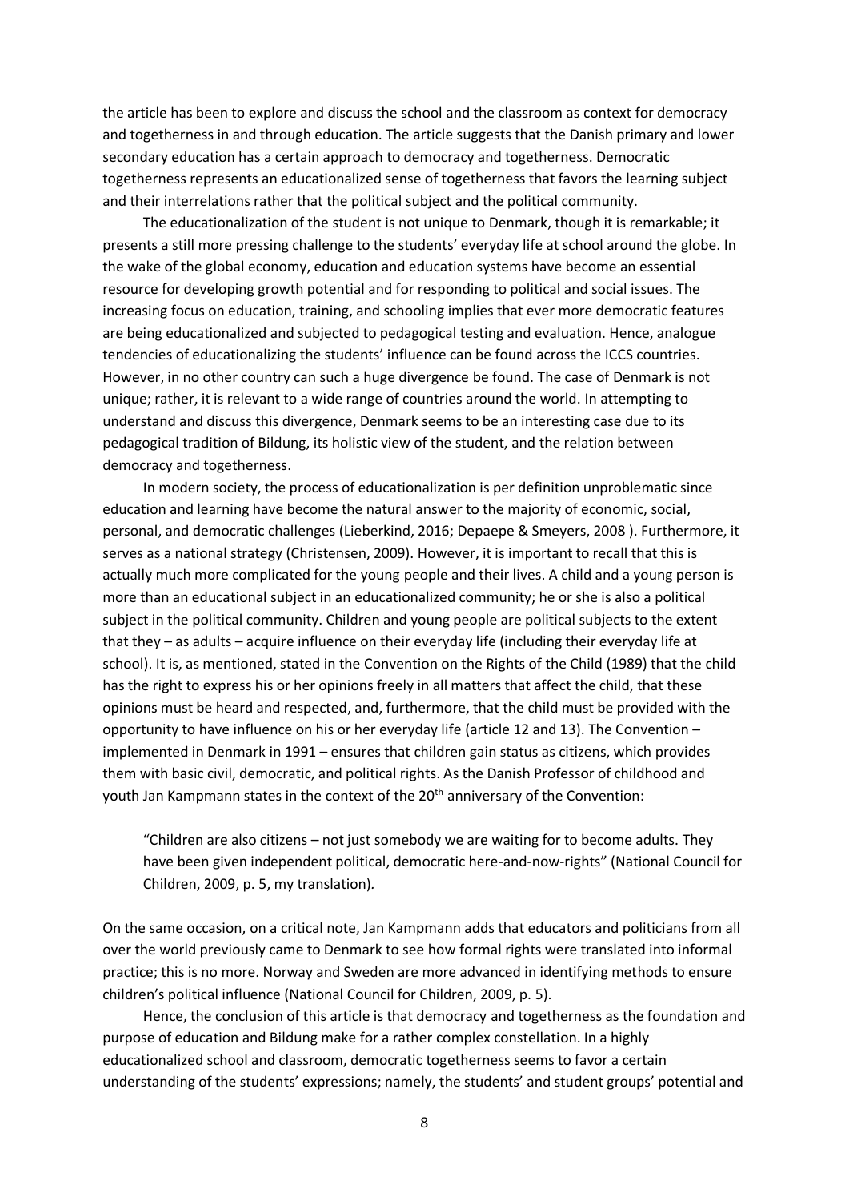the article has been to explore and discuss the school and the classroom as context for democracy and togetherness in and through education. The article suggests that the Danish primary and lower secondary education has a certain approach to democracy and togetherness. Democratic togetherness represents an educationalized sense of togetherness that favors the learning subject and their interrelations rather that the political subject and the political community.

The educationalization of the student is not unique to Denmark, though it is remarkable; it presents a still more pressing challenge to the students' everyday life at school around the globe. In the wake of the global economy, education and education systems have become an essential resource for developing growth potential and for responding to political and social issues. The increasing focus on education, training, and schooling implies that ever more democratic features are being educationalized and subjected to pedagogical testing and evaluation. Hence, analogue tendencies of educationalizing the students' influence can be found across the ICCS countries. However, in no other country can such a huge divergence be found. The case of Denmark is not unique; rather, it is relevant to a wide range of countries around the world. In attempting to understand and discuss this divergence, Denmark seems to be an interesting case due to its pedagogical tradition of Bildung, its holistic view of the student, and the relation between democracy and togetherness.

In modern society, the process of educationalization is per definition unproblematic since education and learning have become the natural answer to the majority of economic, social, personal, and democratic challenges (Lieberkind, 2016; Depaepe & Smeyers, 2008 ). Furthermore, it serves as a national strategy (Christensen, 2009). However, it is important to recall that this is actually much more complicated for the young people and their lives. A child and a young person is more than an educational subject in an educationalized community; he or she is also a political subject in the political community. Children and young people are political subjects to the extent that they – as adults – acquire influence on their everyday life (including their everyday life at school). It is, as mentioned, stated in the Convention on the Rights of the Child (1989) that the child has the right to express his or her opinions freely in all matters that affect the child, that these opinions must be heard and respected, and, furthermore, that the child must be provided with the opportunity to have influence on his or her everyday life (article 12 and 13). The Convention – implemented in Denmark in 1991 – ensures that children gain status as citizens, which provides them with basic civil, democratic, and political rights. As the Danish Professor of childhood and youth Jan Kampmann states in the context of the 20th anniversary of the Convention:

> "Children are also citizens – not just somebody we are waiting for to become adults. They have been given independent political, democratic here-and-now-rights" (National Council for Children, 2009, p. 5, my translation).

On the same occasion, on a critical note, Jan Kampmann adds that educators and politicians from all over the world previously came to Denmark to see how formal rights were translated into informal practice; this is no more. Norway and Sweden are more advanced in identifying methods to ensure children's political influence (National Council for Children, 2009, p. 5).

Hence, the conclusion of this article is that democracy and togetherness as the foundation and purpose of education and Bildung make for a rather complex constellation. In a highly educationalized school and classroom, democratic togetherness seems to favor a certain understanding of the students' expressions; namely, the students' and student groups' potential and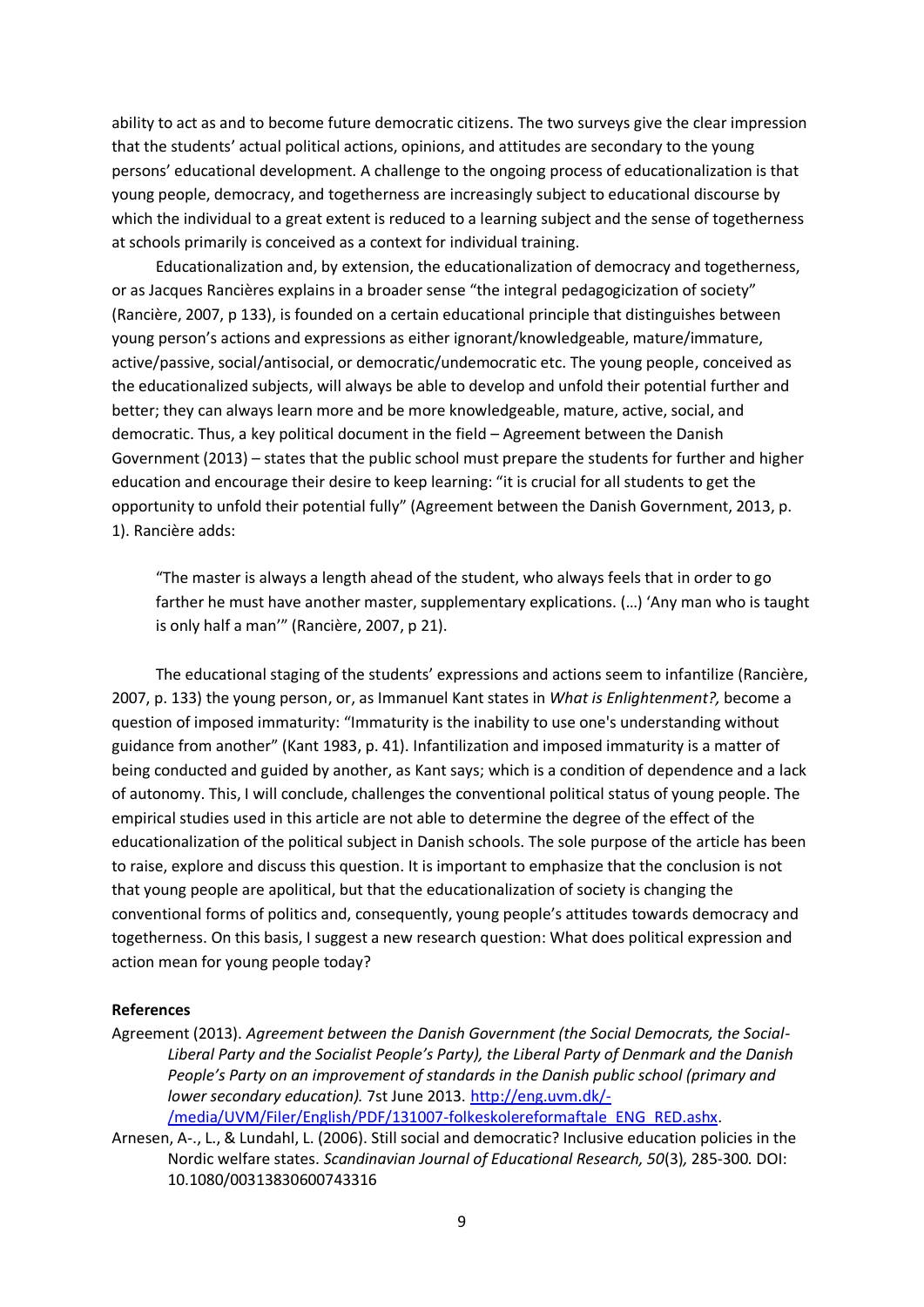ability to act as and to become future democratic citizens. The two surveys give the clear impression that the students' actual political actions, opinions, and attitudes are secondary to the young persons' educational development. A challenge to the ongoing process of educationalization is that young people, democracy, and togetherness are increasingly subject to educational discourse by which the individual to a great extent is reduced to a learning subject and the sense of togetherness at schools primarily is conceived as a context for individual training.

Educationalization and, by extension, the educationalization of democracy and togetherness, or as Jacques Rancières explains in a broader sense "the integral pedagogicization of society" (Rancière, 2007, p 133), is founded on a certain educational principle that distinguishes between young person's actions and expressions as either ignorant/knowledgeable, mature/immature, active/passive, social/antisocial, or democratic/undemocratic etc. The young people, conceived as the educationalized subjects, will always be able to develop and unfold their potential further and better; they can always learn more and be more knowledgeable, mature, active, social, and democratic. Thus, a key political document in the field – Agreement between the Danish Government (2013) – states that the public school must prepare the students for further and higher education and encourage their desire to keep learning: "it is crucial for all students to get the opportunity to unfold their potential fully" (Agreement between the Danish Government, 2013, p. 1). Rancière adds:

> "The master is always a length ahead of the student, who always feels that in order to go farther he must have another master, supplementary explications. (…) 'Any man who is taught is only half a man'" (Rancière, 2007, p 21).

The educational staging of the students' expressions and actions seem to infantilize (Rancière, 2007, p. 133) the young person, or, as Immanuel Kant states in *What is Enlightenment?,* become a question of imposed immaturity: "Immaturity is the inability to use one's understanding without guidance from another" (Kant 1983, p. 41). Infantilization and imposed immaturity is a matter of being conducted and guided by another, as Kant says; which is a condition of dependence and a lack of autonomy. This, I will conclude, challenges the conventional political status of young people. The empirical studies used in this article are not able to determine the degree of the effect of the educationalization of the political subject in Danish schools. The sole purpose of the article has been to raise, explore and discuss this question. It is important to emphasize that the conclusion is not that young people are apolitical, but that the educationalization of society is changing the conventional forms of politics and, consequently, young people's attitudes towards democracy and togetherness. On this basis, I suggest a new research question: What does political expression and action mean for young people today?

**References**

Agreement (2013). *Agreement between the Danish Government (the Social Democrats, the Social-Liberal Party and the Socialist People's Party), the Liberal Party of Denmark and the Danish People's Party on an improvement of standards in the Danish public school (primary and lower secondary education).* 7st June 2013. http://eng.uvm.dk/-/media/UVM/Filer/English/PDF/131007-folkeskolereformaftale_ENG_RED.ashx.

Arnesen, A-., L., & Lundahl, L. (2006). Still social and democratic? Inclusive education policies in the Nordic welfare states. *Scandinavian Journal of Educational Research, 50*(3)*,* 285-300*.* DOI: 10.1080/00313830600743316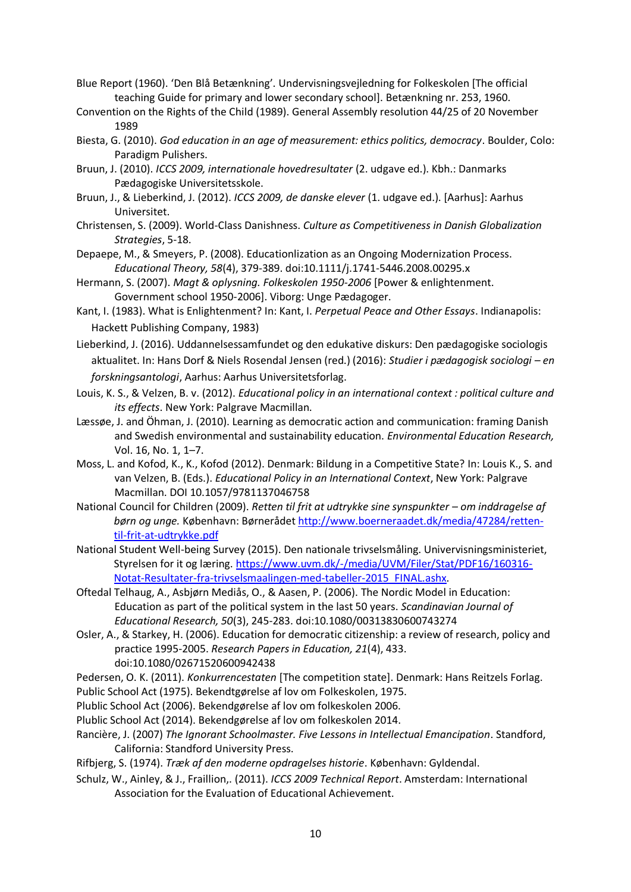Blue Report (1960). 'Den Blå Betænkning'. Undervisningsvejledning for Folkeskolen [The official teaching Guide for primary and lower secondary school]. Betænkning nr. 253, 1960.

Convention on the Rights of the Child (1989). General Assembly resolution 44/25 of 20 November 1989

Biesta, G. (2010). *God education in an age of measurement: ethics politics, democracy*. Boulder, Colo: Paradigm Pulishers.

Bruun, J. (2010). *ICCS 2009, internationale hovedresultater* (2. udgave ed.). Kbh.: Danmarks Pædagogiske Universitetsskole.

Bruun, J., & Lieberkind, J. (2012). *ICCS 2009, de danske elever* (1. udgave ed.). [Aarhus]: Aarhus Universitet.

Christensen, S. (2009). World-Class Danishness. *Culture as Competitiveness in Danish Globalization Strategies*, 5-18.

Depaepe, M., & Smeyers, P. (2008). Educationlization as an Ongoing Modernization Process. *Educational Theory, 58*(4), 379-389. doi:10.1111/j.1741-5446.2008.00295.x

Hermann, S. (2007). *Magt & oplysning. Folkeskolen 1950-2006* [Power & enlightenment. Government school 1950-2006]. Viborg: Unge Pædagoger.

Kant, I. (1983). What is Enlightenment? In: Kant, I. *Perpetual Peace and Other Essays*. Indianapolis: Hackett Publishing Company, 1983)

Lieberkind, J. (2016). Uddannelsessamfundet og den edukative diskurs: Den pædagogiske sociologis aktualitet. In: Hans Dorf & Niels Rosendal Jensen (red.) (2016): *Studier i pædagogisk sociologi – en forskningsantologi*, Aarhus: Aarhus Universitetsforlag.

Louis, K. S., & Velzen, B. v. (2012). *Educational policy in an international context : political culture and its effects*. New York: Palgrave Macmillan.

Læssøe, J. and Öhman, J. (2010). Learning as democratic action and communication: framing Danish and Swedish environmental and sustainability education. *Environmental Education Research,* Vol. 16, No. 1, 1–7.

Moss, L. and Kofod, K., K., Kofod (2012). Denmark: Bildung in a Competitive State? In: Louis K., S. and van Velzen, B. (Eds.). *Educational Policy in an International Context*, New York: Palgrave Macmillan. DOI 10.1057/9781137046758

National Council for Children (2009). *Retten til frit at udtrykke sine synspunkter – om inddragelse af børn og unge.* København: Børnerådet http://www.boerneraadet.dk/media/47284/retten-til-frit-at-udtrykke.pdf

National Student Well-being Survey (2015). Den nationale trivselsmåling. Univervisningsministeriet, Styrelsen for it og læring. https://www.uvm.dk/-/media/UVM/Filer/Stat/PDF16/160316-Notat-Resultater-fra-trivselsmaalingen-med-tabeller-2015_FINAL.ashx.

Oftedal Telhaug, A., Asbjørn Mediås, O., & Aasen, P. (2006). The Nordic Model in Education: Education as part of the political system in the last 50 years. *Scandinavian Journal of Educational Research, 50*(3), 245-283. doi:10.1080/00313830600743274

Osler, A., & Starkey, H. (2006). Education for democratic citizenship: a review of research, policy and practice 1995-2005. *Research Papers in Education, 21*(4), 433. doi:10.1080/02671520600942438

Pedersen, O. K. (2011). *Konkurrencestaten* [The competition state]. Denmark: Hans Reitzels Forlag.

Public School Act (1975). Bekendtgørelse af lov om Folkeskolen, 1975.

Plublic School Act (2006). Bekendgørelse af lov om folkeskolen 2006.

Plublic School Act (2014). Bekendgørelse af lov om folkeskolen 2014.

Rancière, J. (2007) *The Ignorant Schoolmaster. Five Lessons in Intellectual Emancipation*. Standford, California: Standford University Press.

Rifbjerg, S. (1974). *Træk af den moderne opdragelses historie*. København: Gyldendal.

Schulz, W., Ainley, & J., Fraillion,. (2011). *ICCS 2009 Technical Report*. Amsterdam: International Association for the Evaluation of Educational Achievement.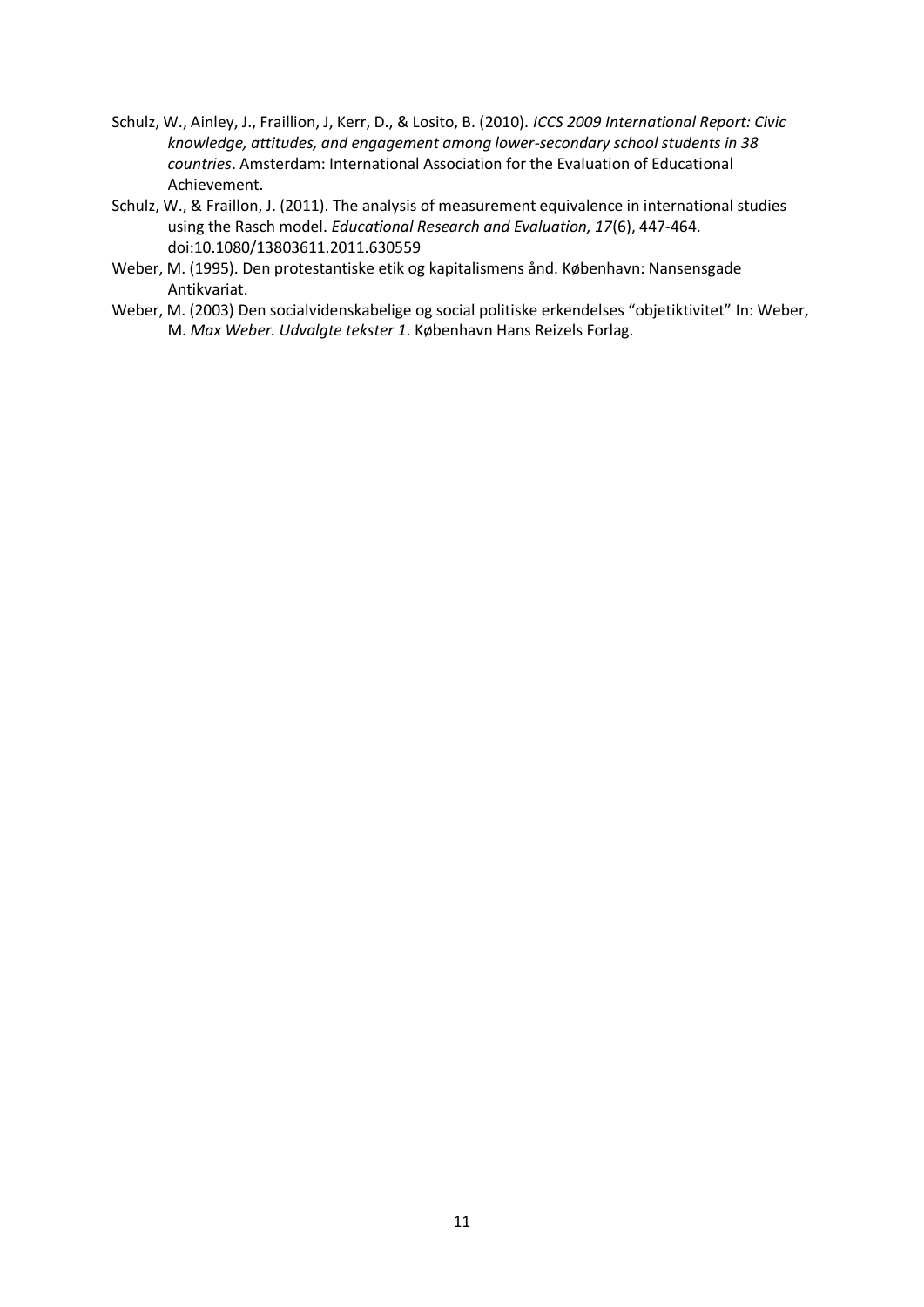Schulz, W., Ainley, J., Fraillion, J, Kerr, D., & Losito, B. (2010). *ICCS 2009 International Report: Civic knowledge, attitudes, and engagement among lower-secondary school students in 38 countries*. Amsterdam: International Association for the Evaluation of Educational Achievement.

Schulz, W., & Fraillon, J. (2011). The analysis of measurement equivalence in international studies using the Rasch model. *Educational Research and Evaluation, 17*(6), 447-464. doi:10.1080/13803611.2011.630559

Weber, M. (1995). Den protestantiske etik og kapitalismens ånd. København: Nansensgade Antikvariat.

Weber, M. (2003) Den socialvidenskabelige og social politiske erkendelses "objetiktivitet" In: Weber, M. *Max Weber. Udvalgte tekster 1*. København Hans Reizels Forlag.